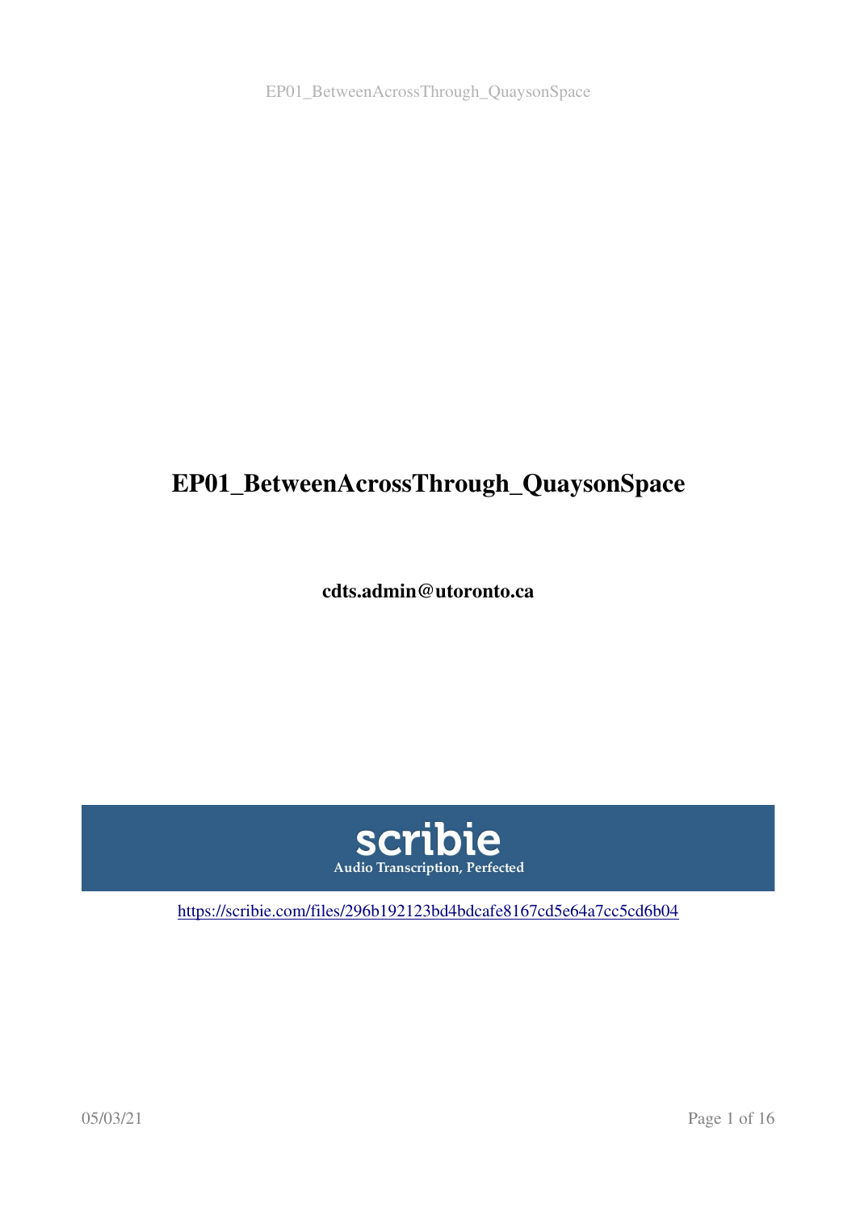# EP01_BetweenAcrossThrough_QuaysonSpace

**cdts.admin@utoronto.ca**

scribie

Audio Transcription, Perfected

https://scribie.com/files/296b192123bd4bdcafe8167cd5e64a7cc5cd6b04

05/03/21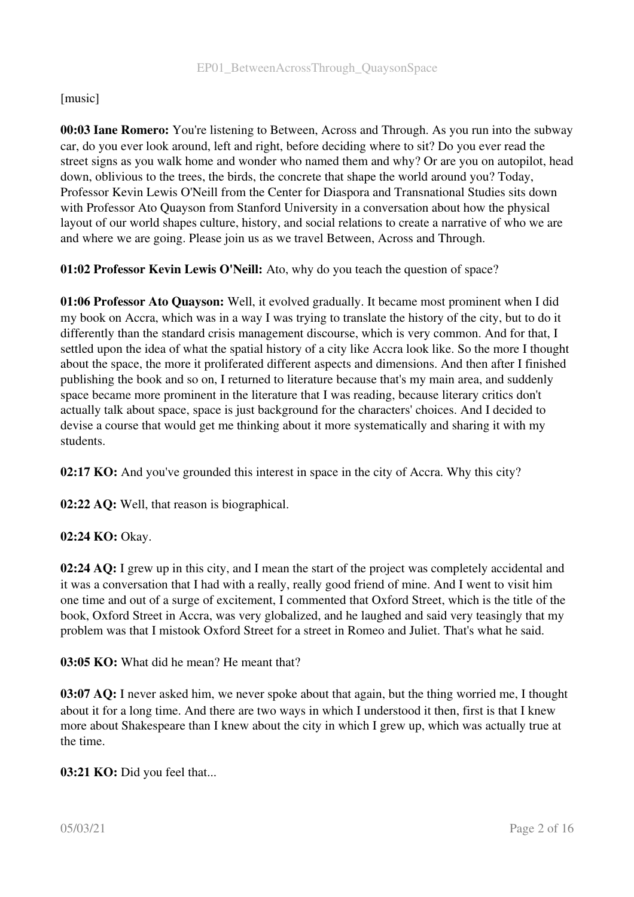[music]

**00:03 Iane Romero:** You're listening to Between, Across and Through. As you run into the subway car, do you ever look around, left and right, before deciding where to sit? Do you ever read the street signs as you walk home and wonder who named them and why? Or are you on autopilot, head down, oblivious to the trees, the birds, the concrete that shape the world around you? Today, Professor Kevin Lewis O'Neill from the Center for Diaspora and Transnational Studies sits down with Professor Ato Quayson from Stanford University in a conversation about how the physical layout of our world shapes culture, history, and social relations to create a narrative of who we are and where we are going. Please join us as we travel Between, Across and Through.

**01:02 Professor Kevin Lewis O'Neill:** Ato, why do you teach the question of space?

**01:06 Professor Ato Quayson:** Well, it evolved gradually. It became most prominent when I did my book on Accra, which was in a way I was trying to translate the history of the city, but to do it differently than the standard crisis management discourse, which is very common. And for that, I settled upon the idea of what the spatial history of a city like Accra look like. So the more I thought about the space, the more it proliferated different aspects and dimensions. And then after I finished publishing the book and so on, I returned to literature because that's my main area, and suddenly space became more prominent in the literature that I was reading, because literary critics don't actually talk about space, space is just background for the characters' choices. And I decided to devise a course that would get me thinking about it more systematically and sharing it with my students.

**02:17 KO:** And you've grounded this interest in space in the city of Accra. Why this city?

**02:22 AQ:** Well, that reason is biographical.

**02:24 KO:** Okay.

**02:24 AQ:** I grew up in this city, and I mean the start of the project was completely accidental and it was a conversation that I had with a really, really good friend of mine. And I went to visit him one time and out of a surge of excitement, I commented that Oxford Street, which is the title of the book, Oxford Street in Accra, was very globalized, and he laughed and said very teasingly that my problem was that I mistook Oxford Street for a street in Romeo and Juliet. That's what he said.

**03:05 KO:** What did he mean? He meant that?

**03:07 AQ:** I never asked him, we never spoke about that again, but the thing worried me, I thought about it for a long time. And there are two ways in which I understood it then, first is that I knew more about Shakespeare than I knew about the city in which I grew up, which was actually true at the time.

**03:21 KO:** Did you feel that...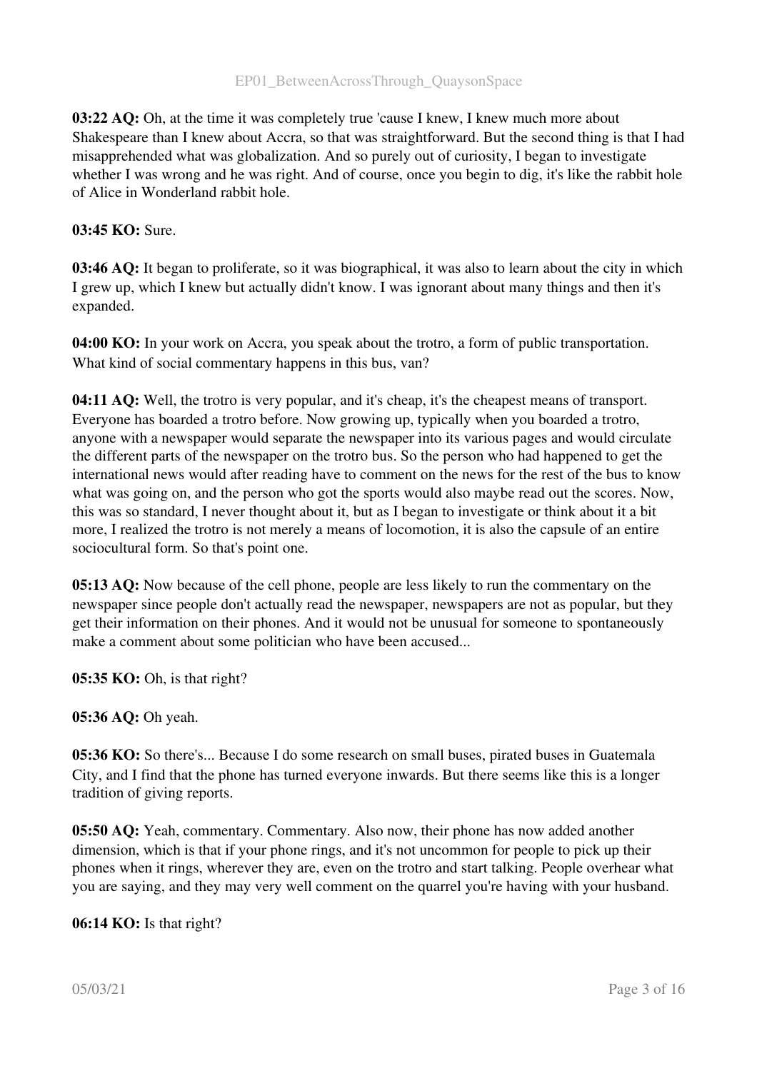**03:22 AQ:** Oh, at the time it was completely true 'cause I knew, I knew much more about Shakespeare than I knew about Accra, so that was straightforward. But the second thing is that I had misapprehended what was globalization. And so purely out of curiosity, I began to investigate whether I was wrong and he was right. And of course, once you begin to dig, it's like the rabbit hole of Alice in Wonderland rabbit hole.

**03:45 KO:** Sure.

**03:46 AQ:** It began to proliferate, so it was biographical, it was also to learn about the city in which I grew up, which I knew but actually didn't know. I was ignorant about many things and then it's expanded.

**04:00 KO:** In your work on Accra, you speak about the trotro, a form of public transportation. What kind of social commentary happens in this bus, van?

**04:11 AQ:** Well, the trotro is very popular, and it's cheap, it's the cheapest means of transport. Everyone has boarded a trotro before. Now growing up, typically when you boarded a trotro, anyone with a newspaper would separate the newspaper into its various pages and would circulate the different parts of the newspaper on the trotro bus. So the person who had happened to get the international news would after reading have to comment on the news for the rest of the bus to know what was going on, and the person who got the sports would also maybe read out the scores. Now, this was so standard, I never thought about it, but as I began to investigate or think about it a bit more, I realized the trotro is not merely a means of locomotion, it is also the capsule of an entire sociocultural form. So that's point one.

**05:13 AQ:** Now because of the cell phone, people are less likely to run the commentary on the newspaper since people don't actually read the newspaper, newspapers are not as popular, but they get their information on their phones. And it would not be unusual for someone to spontaneously make a comment about some politician who have been accused...

**05:35 KO:** Oh, is that right?

**05:36 AQ:** Oh yeah.

**05:36 KO:** So there's... Because I do some research on small buses, pirated buses in Guatemala City, and I find that the phone has turned everyone inwards. But there seems like this is a longer tradition of giving reports.

**05:50 AQ:** Yeah, commentary. Commentary. Also now, their phone has now added another dimension, which is that if your phone rings, and it's not uncommon for people to pick up their phones when it rings, wherever they are, even on the trotro and start talking. People overhear what you are saying, and they may very well comment on the quarrel you're having with your husband.

**06:14 KO:** Is that right?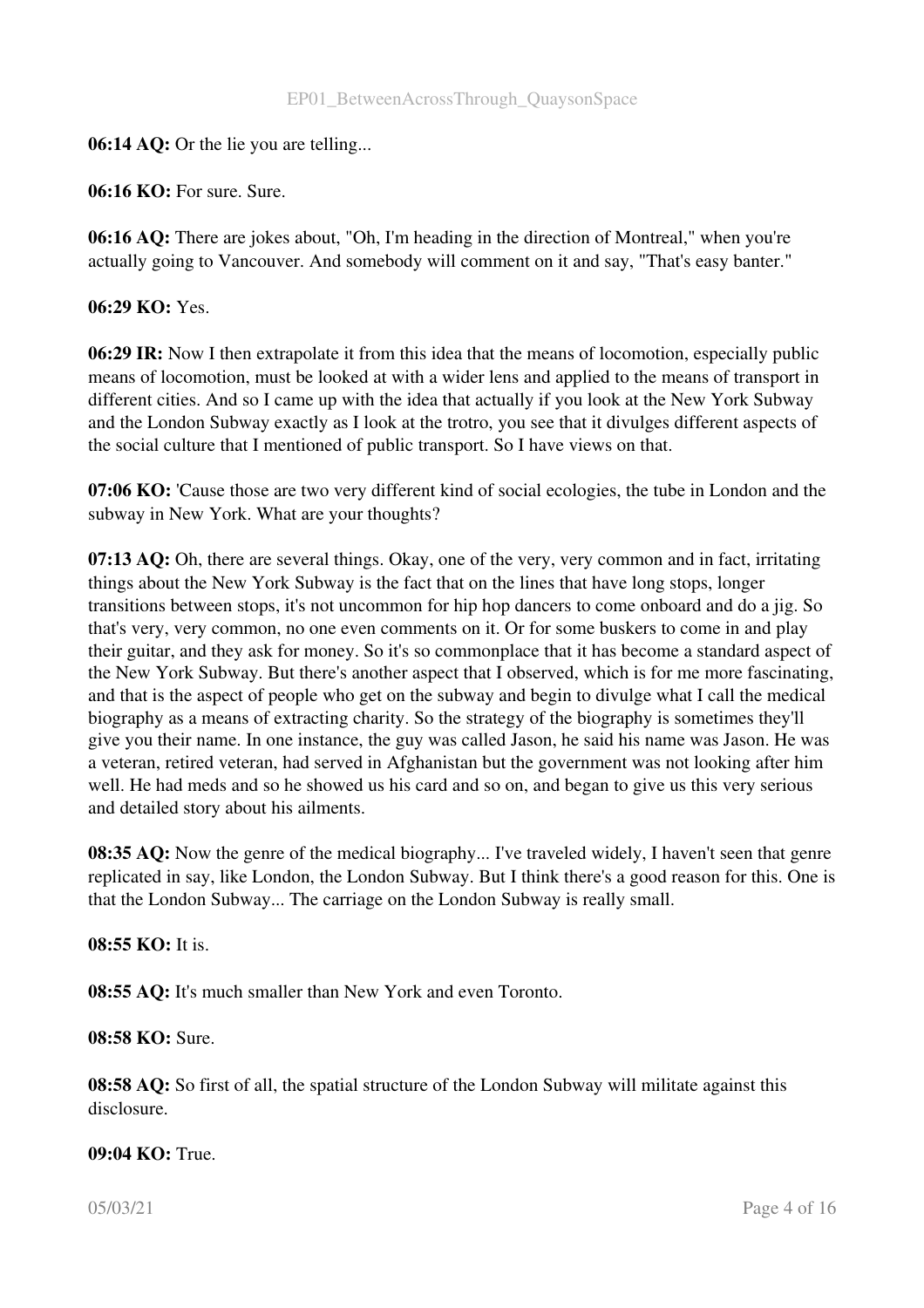**06:14 AQ:** Or the lie you are telling...

**06:16 KO:** For sure. Sure.

**06:16 AQ:** There are jokes about, "Oh, I'm heading in the direction of Montreal," when you're actually going to Vancouver. And somebody will comment on it and say, "That's easy banter."

**06:29 KO:** Yes.

**06:29 IR:** Now I then extrapolate it from this idea that the means of locomotion, especially public means of locomotion, must be looked at with a wider lens and applied to the means of transport in different cities. And so I came up with the idea that actually if you look at the New York Subway and the London Subway exactly as I look at the trotro, you see that it divulges different aspects of the social culture that I mentioned of public transport. So I have views on that.

**07:06 KO:** 'Cause those are two very different kind of social ecologies, the tube in London and the subway in New York. What are your thoughts?

**07:13 AQ:** Oh, there are several things. Okay, one of the very, very common and in fact, irritating things about the New York Subway is the fact that on the lines that have long stops, longer transitions between stops, it's not uncommon for hip hop dancers to come onboard and do a jig. So that's very, very common, no one even comments on it. Or for some buskers to come in and play their guitar, and they ask for money. So it's so commonplace that it has become a standard aspect of the New York Subway. But there's another aspect that I observed, which is for me more fascinating, and that is the aspect of people who get on the subway and begin to divulge what I call the medical biography as a means of extracting charity. So the strategy of the biography is sometimes they'll give you their name. In one instance, the guy was called Jason, he said his name was Jason. He was a veteran, retired veteran, had served in Afghanistan but the government was not looking after him well. He had meds and so he showed us his card and so on, and began to give us this very serious and detailed story about his ailments.

**08:35 AQ:** Now the genre of the medical biography... I've traveled widely, I haven't seen that genre replicated in say, like London, the London Subway. But I think there's a good reason for this. One is that the London Subway... The carriage on the London Subway is really small.

**08:55 KO:** It is.

**08:55 AQ:** It's much smaller than New York and even Toronto.

**08:58 KO:** Sure.

**08:58 AQ:** So first of all, the spatial structure of the London Subway will militate against this disclosure.

**09:04 KO:** True.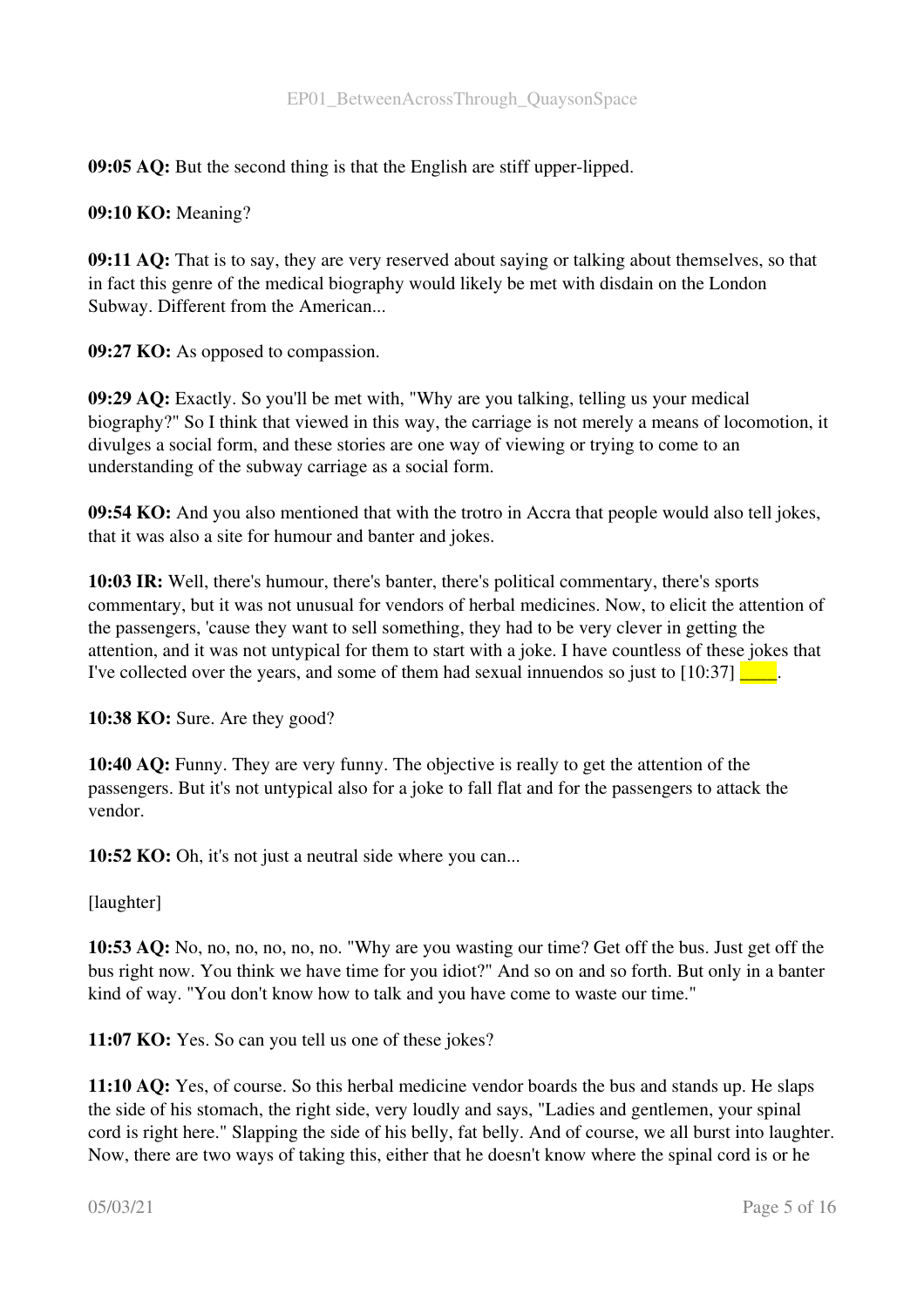**09:05 AQ:** But the second thing is that the English are stiff upper-lipped.

**09:10 KO:** Meaning?

**09:11 AQ:** That is to say, they are very reserved about saying or talking about themselves, so that in fact this genre of the medical biography would likely be met with disdain on the London Subway. Different from the American...

**09:27 KO:** As opposed to compassion.

**09:29 AQ:** Exactly. So you'll be met with, "Why are you talking, telling us your medical biography?" So I think that viewed in this way, the carriage is not merely a means of locomotion, it divulges a social form, and these stories are one way of viewing or trying to come to an understanding of the subway carriage as a social form.

**09:54 KO:** And you also mentioned that with the trotro in Accra that people would also tell jokes, that it was also a site for humour and banter and jokes.

**10:03 IR:** Well, there's humour, there's banter, there's political commentary, there's sports commentary, but it was not unusual for vendors of herbal medicines. Now, to elicit the attention of the passengers, 'cause they want to sell something, they had to be very clever in getting the attention, and it was not untypical for them to start with a joke. I have countless of these jokes that I've collected over the years, and some of them had sexual innuendos so just to [10:37] ____.

**10:38 KO:** Sure. Are they good?

**10:40 AQ:** Funny. They are very funny. The objective is really to get the attention of the passengers. But it's not untypical also for a joke to fall flat and for the passengers to attack the vendor.

**10:52 KO:** Oh, it's not just a neutral side where you can...

[laughter]

**10:53 AQ:** No, no, no, no, no, no. "Why are you wasting our time? Get off the bus. Just get off the bus right now. You think we have time for you idiot?" And so on and so forth. But only in a banter kind of way. "You don't know how to talk and you have come to waste our time."

**11:07 KO:** Yes. So can you tell us one of these jokes?

**11:10 AQ:** Yes, of course. So this herbal medicine vendor boards the bus and stands up. He slaps the side of his stomach, the right side, very loudly and says, "Ladies and gentlemen, your spinal cord is right here." Slapping the side of his belly, fat belly. And of course, we all burst into laughter. Now, there are two ways of taking this, either that he doesn't know where the spinal cord is or he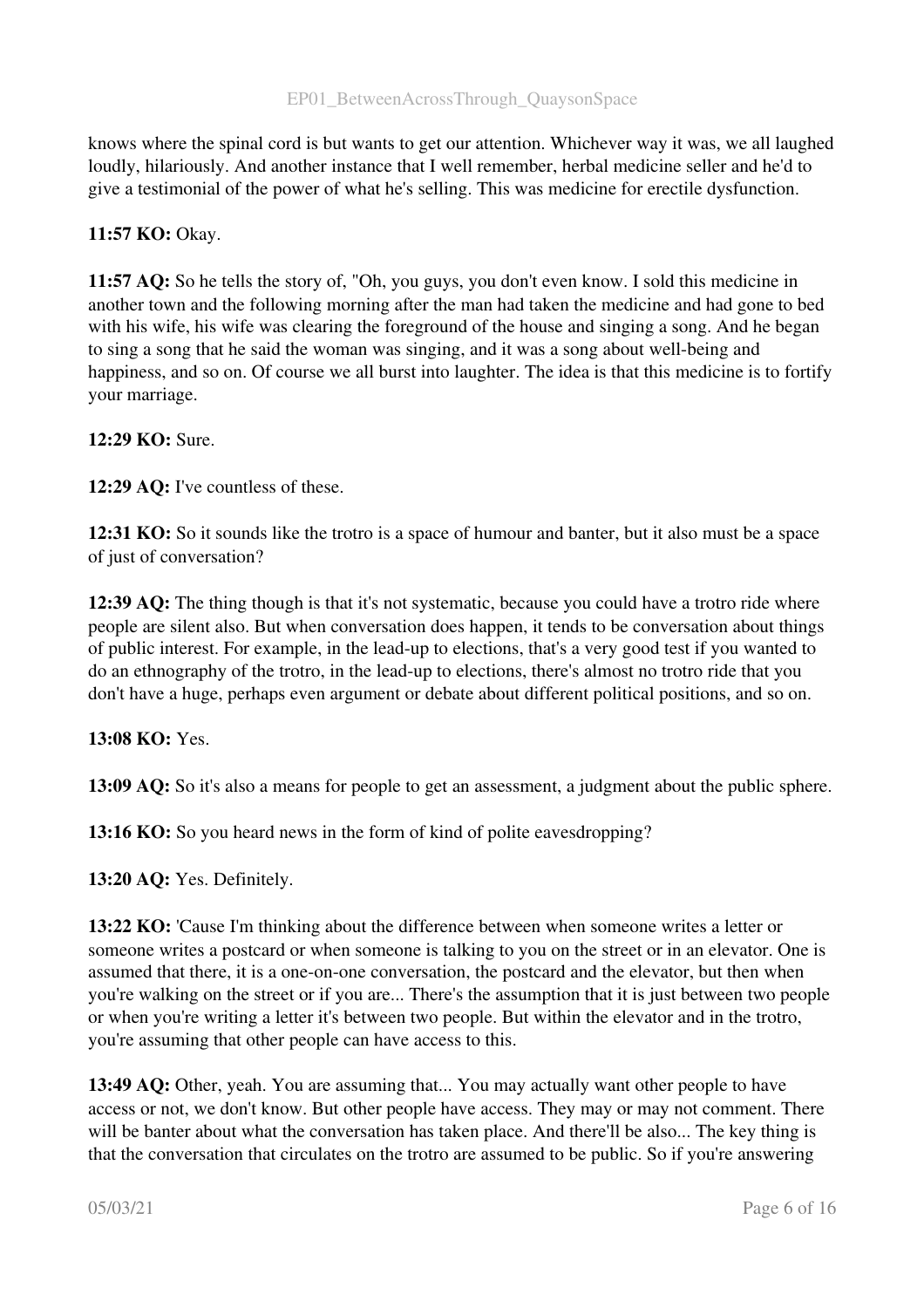knows where the spinal cord is but wants to get our attention. Whichever way it was, we all laughed loudly, hilariously. And another instance that I well remember, herbal medicine seller and he'd to give a testimonial of the power of what he's selling. This was medicine for erectile dysfunction.

**11:57 KO:** Okay.

**11:57 AQ:** So he tells the story of, "Oh, you guys, you don't even know. I sold this medicine in another town and the following morning after the man had taken the medicine and had gone to bed with his wife, his wife was clearing the foreground of the house and singing a song. And he began to sing a song that he said the woman was singing, and it was a song about well-being and happiness, and so on. Of course we all burst into laughter. The idea is that this medicine is to fortify your marriage.

**12:29 KO:** Sure.

**12:29 AQ:** I've countless of these.

**12:31 KO:** So it sounds like the trotro is a space of humour and banter, but it also must be a space of just of conversation?

**12:39 AQ:** The thing though is that it's not systematic, because you could have a trotro ride where people are silent also. But when conversation does happen, it tends to be conversation about things of public interest. For example, in the lead-up to elections, that's a very good test if you wanted to do an ethnography of the trotro, in the lead-up to elections, there's almost no trotro ride that you don't have a huge, perhaps even argument or debate about different political positions, and so on.

**13:08 KO:** Yes.

**13:09 AQ:** So it's also a means for people to get an assessment, a judgment about the public sphere.

**13:16 KO:** So you heard news in the form of kind of polite eavesdropping?

**13:20 AQ:** Yes. Definitely.

**13:22 KO:** 'Cause I'm thinking about the difference between when someone writes a letter or someone writes a postcard or when someone is talking to you on the street or in an elevator. One is assumed that there, it is a one-on-one conversation, the postcard and the elevator, but then when you're walking on the street or if you are... There's the assumption that it is just between two people or when you're writing a letter it's between two people. But within the elevator and in the trotro, you're assuming that other people can have access to this.

**13:49 AQ:** Other, yeah. You are assuming that... You may actually want other people to have access or not, we don't know. But other people have access. They may or may not comment. There will be banter about what the conversation has taken place. And there'll be also... The key thing is that the conversation that circulates on the trotro are assumed to be public. So if you're answering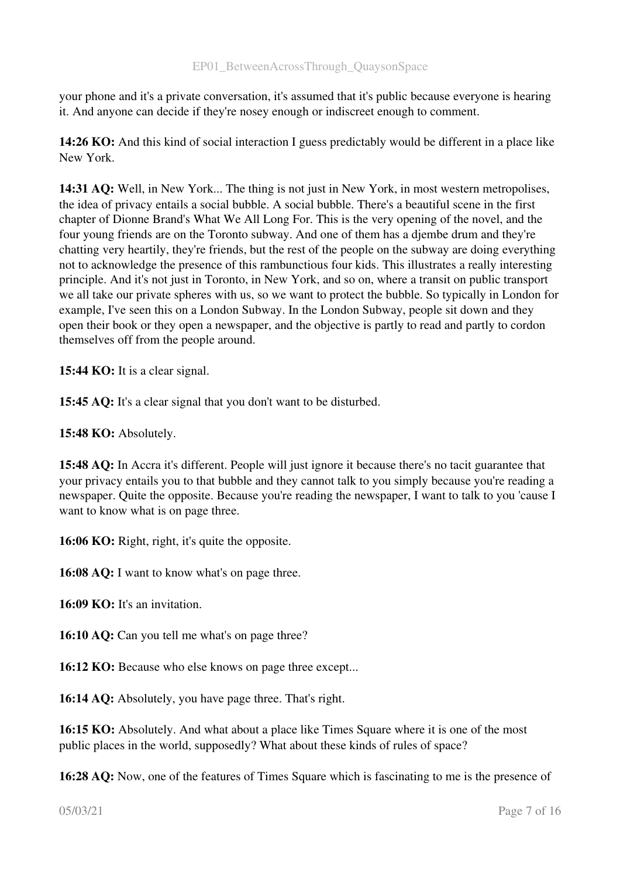your phone and it's a private conversation, it's assumed that it's public because everyone is hearing it. And anyone can decide if they're nosey enough or indiscreet enough to comment.

**14:26 KO:** And this kind of social interaction I guess predictably would be different in a place like New York.

**14:31 AQ:** Well, in New York... The thing is not just in New York, in most western metropolises, the idea of privacy entails a social bubble. A social bubble. There's a beautiful scene in the first chapter of Dionne Brand's What We All Long For. This is the very opening of the novel, and the four young friends are on the Toronto subway. And one of them has a djembe drum and they're chatting very heartily, they're friends, but the rest of the people on the subway are doing everything not to acknowledge the presence of this rambunctious four kids. This illustrates a really interesting principle. And it's not just in Toronto, in New York, and so on, where a transit on public transport we all take our private spheres with us, so we want to protect the bubble. So typically in London for example, I've seen this on a London Subway. In the London Subway, people sit down and they open their book or they open a newspaper, and the objective is partly to read and partly to cordon themselves off from the people around.

**15:44 KO:** It is a clear signal.

**15:45 AQ:** It's a clear signal that you don't want to be disturbed.

**15:48 KO:** Absolutely.

**15:48 AQ:** In Accra it's different. People will just ignore it because there's no tacit guarantee that your privacy entails you to that bubble and they cannot talk to you simply because you're reading a newspaper. Quite the opposite. Because you're reading the newspaper, I want to talk to you 'cause I want to know what is on page three.

**16:06 KO:** Right, right, it's quite the opposite.

**16:08 AQ:** I want to know what's on page three.

**16:09 KO:** It's an invitation.

**16:10 AQ:** Can you tell me what's on page three?

**16:12 KO:** Because who else knows on page three except...

**16:14 AQ:** Absolutely, you have page three. That's right.

**16:15 KO:** Absolutely. And what about a place like Times Square where it is one of the most public places in the world, supposedly? What about these kinds of rules of space?

**16:28 AQ:** Now, one of the features of Times Square which is fascinating to me is the presence of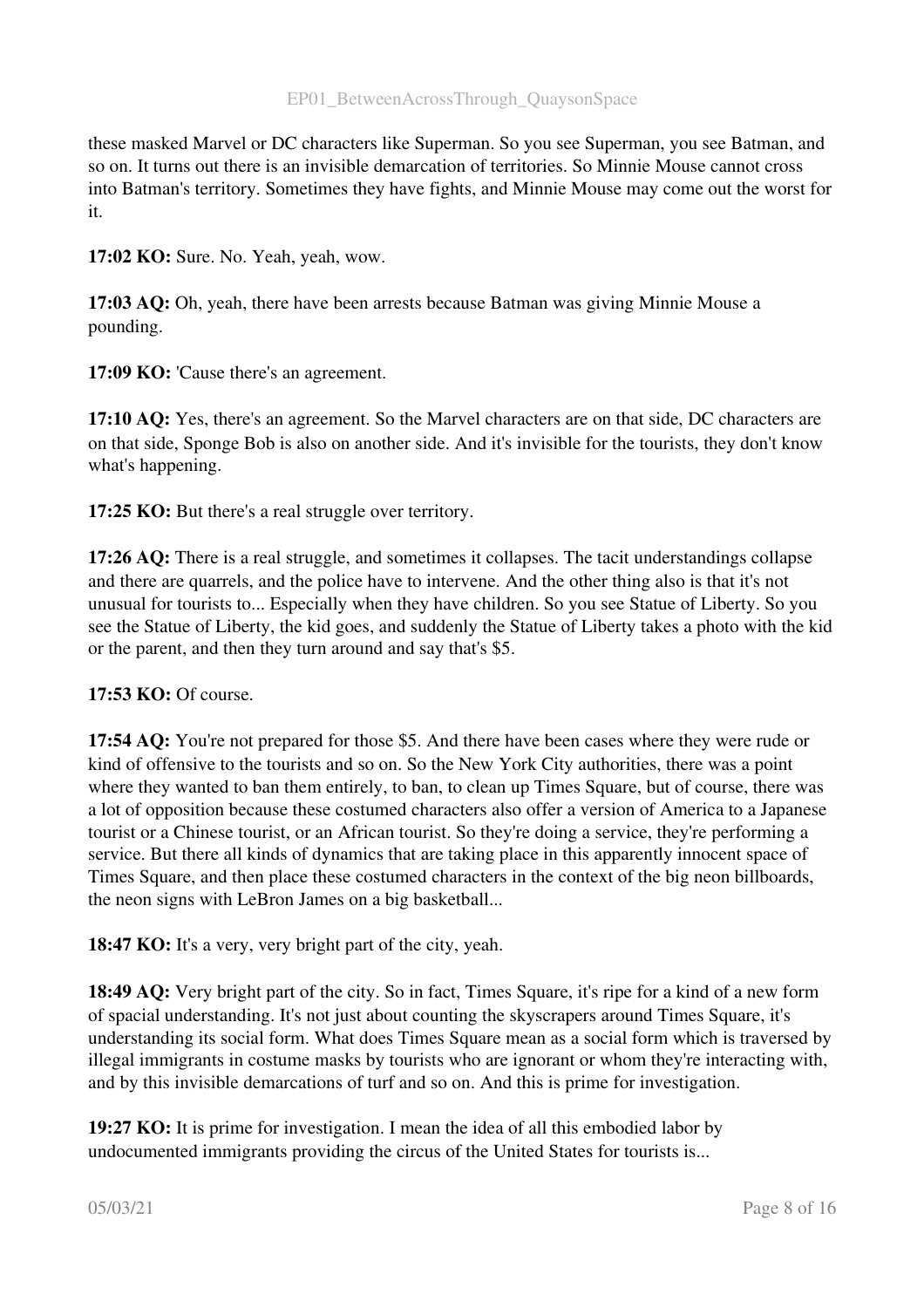these masked Marvel or DC characters like Superman. So you see Superman, you see Batman, and so on. It turns out there is an invisible demarcation of territories. So Minnie Mouse cannot cross into Batman's territory. Sometimes they have fights, and Minnie Mouse may come out the worst for it.

**17:02 KO:** Sure. No. Yeah, yeah, wow.

**17:03 AQ:** Oh, yeah, there have been arrests because Batman was giving Minnie Mouse a pounding.

**17:09 KO:** 'Cause there's an agreement.

**17:10 AQ:** Yes, there's an agreement. So the Marvel characters are on that side, DC characters are on that side, Sponge Bob is also on another side. And it's invisible for the tourists, they don't know what's happening.

**17:25 KO:** But there's a real struggle over territory.

**17:26 AQ:** There is a real struggle, and sometimes it collapses. The tacit understandings collapse and there are quarrels, and the police have to intervene. And the other thing also is that it's not unusual for tourists to... Especially when they have children. So you see Statue of Liberty. So you see the Statue of Liberty, the kid goes, and suddenly the Statue of Liberty takes a photo with the kid or the parent, and then they turn around and say that's $5.

**17:53 KO:** Of course.

**17:54 AQ:** You're not prepared for those $5. And there have been cases where they were rude or kind of offensive to the tourists and so on. So the New York City authorities, there was a point where they wanted to ban them entirely, to ban, to clean up Times Square, but of course, there was a lot of opposition because these costumed characters also offer a version of America to a Japanese tourist or a Chinese tourist, or an African tourist. So they're doing a service, they're performing a service. But there all kinds of dynamics that are taking place in this apparently innocent space of Times Square, and then place these costumed characters in the context of the big neon billboards, the neon signs with LeBron James on a big basketball...

**18:47 KO:** It's a very, very bright part of the city, yeah.

**18:49 AQ:** Very bright part of the city. So in fact, Times Square, it's ripe for a kind of a new form of spacial understanding. It's not just about counting the skyscrapers around Times Square, it's understanding its social form. What does Times Square mean as a social form which is traversed by illegal immigrants in costume masks by tourists who are ignorant or whom they're interacting with, and by this invisible demarcations of turf and so on. And this is prime for investigation.

**19:27 KO:** It is prime for investigation. I mean the idea of all this embodied labor by undocumented immigrants providing the circus of the United States for tourists is...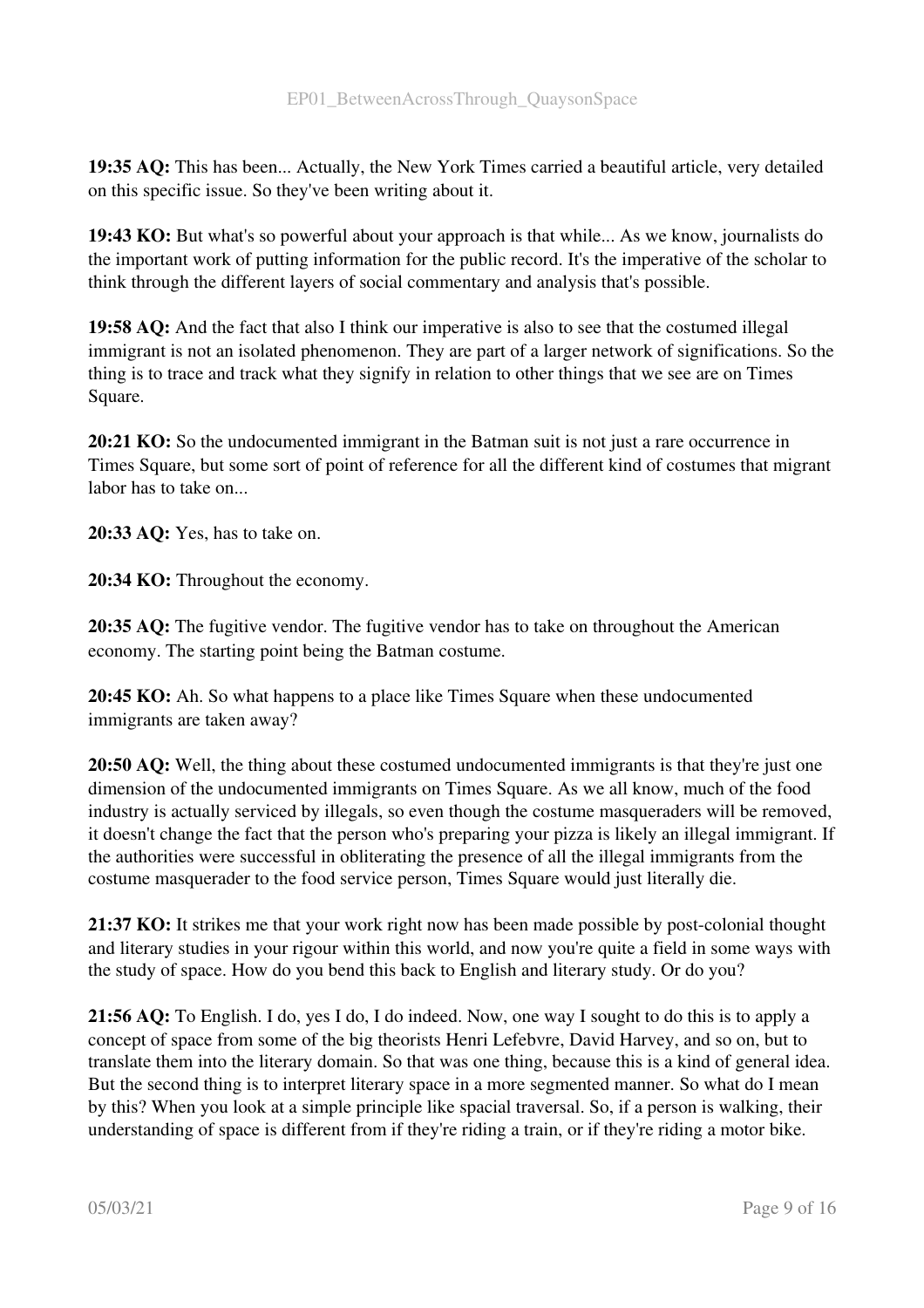**19:35 AQ:** This has been... Actually, the New York Times carried a beautiful article, very detailed on this specific issue. So they've been writing about it.

**19:43 KO:** But what's so powerful about your approach is that while... As we know, journalists do the important work of putting information for the public record. It's the imperative of the scholar to think through the different layers of social commentary and analysis that's possible.

**19:58 AQ:** And the fact that also I think our imperative is also to see that the costumed illegal immigrant is not an isolated phenomenon. They are part of a larger network of significations. So the thing is to trace and track what they signify in relation to other things that we see are on Times Square.

**20:21 KO:** So the undocumented immigrant in the Batman suit is not just a rare occurrence in Times Square, but some sort of point of reference for all the different kind of costumes that migrant labor has to take on...

**20:33 AQ:** Yes, has to take on.

**20:34 KO:** Throughout the economy.

**20:35 AQ:** The fugitive vendor. The fugitive vendor has to take on throughout the American economy. The starting point being the Batman costume.

**20:45 KO:** Ah. So what happens to a place like Times Square when these undocumented immigrants are taken away?

**20:50 AQ:** Well, the thing about these costumed undocumented immigrants is that they're just one dimension of the undocumented immigrants on Times Square. As we all know, much of the food industry is actually serviced by illegals, so even though the costume masqueraders will be removed, it doesn't change the fact that the person who's preparing your pizza is likely an illegal immigrant. If the authorities were successful in obliterating the presence of all the illegal immigrants from the costume masquerader to the food service person, Times Square would just literally die.

**21:37 KO:** It strikes me that your work right now has been made possible by post-colonial thought and literary studies in your rigour within this world, and now you're quite a field in some ways with the study of space. How do you bend this back to English and literary study. Or do you?

**21:56 AQ:** To English. I do, yes I do, I do indeed. Now, one way I sought to do this is to apply a concept of space from some of the big theorists Henri Lefebvre, David Harvey, and so on, but to translate them into the literary domain. So that was one thing, because this is a kind of general idea. But the second thing is to interpret literary space in a more segmented manner. So what do I mean by this? When you look at a simple principle like spacial traversal. So, if a person is walking, their understanding of space is different from if they're riding a train, or if they're riding a motor bike.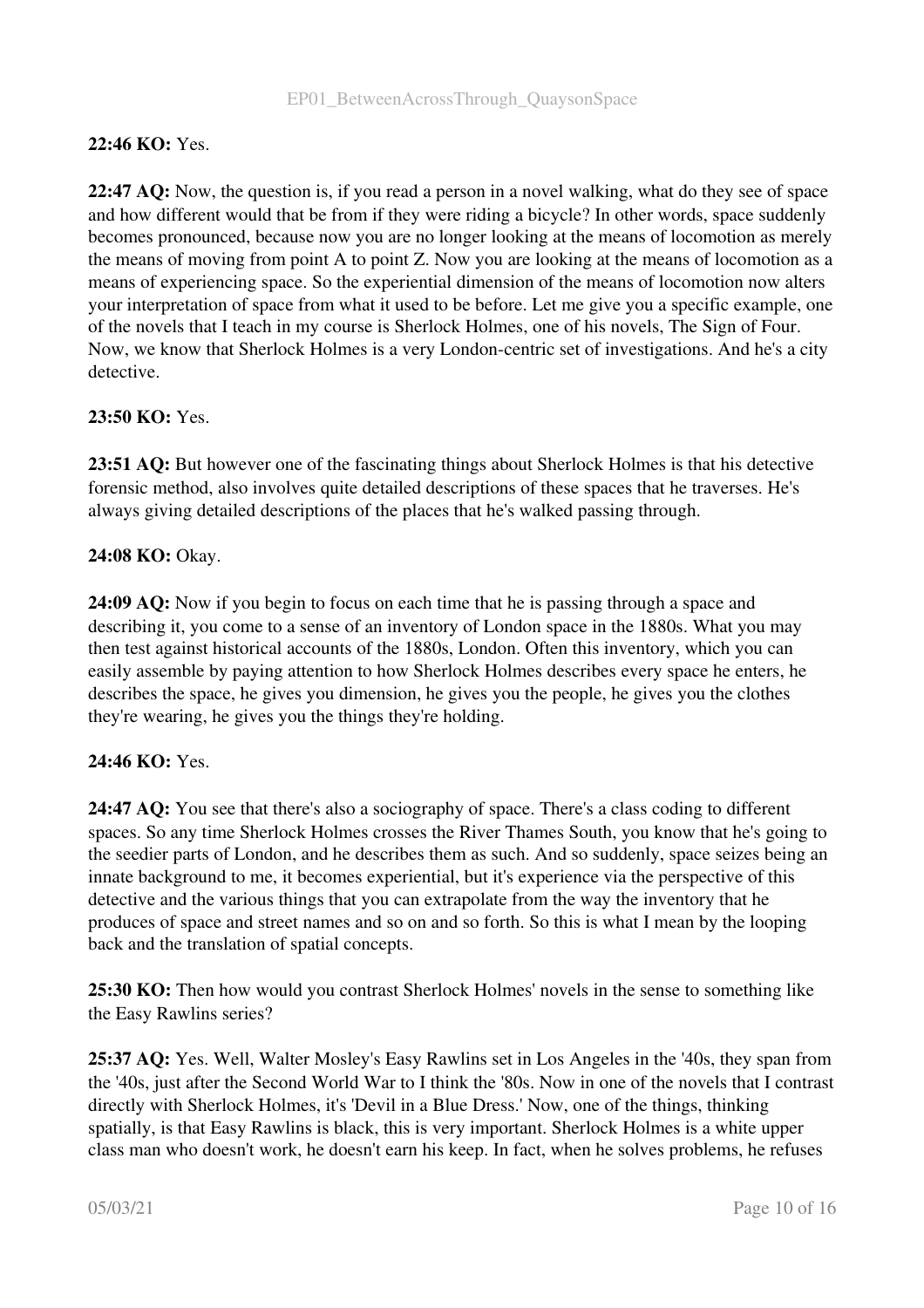**22:46 KO:** Yes.

**22:47 AQ:** Now, the question is, if you read a person in a novel walking, what do they see of space and how different would that be from if they were riding a bicycle? In other words, space suddenly becomes pronounced, because now you are no longer looking at the means of locomotion as merely the means of moving from point A to point Z. Now you are looking at the means of locomotion as a means of experiencing space. So the experiential dimension of the means of locomotion now alters your interpretation of space from what it used to be before. Let me give you a specific example, one of the novels that I teach in my course is Sherlock Holmes, one of his novels, The Sign of Four. Now, we know that Sherlock Holmes is a very London-centric set of investigations. And he's a city detective.

**23:50 KO:** Yes.

**23:51 AQ:** But however one of the fascinating things about Sherlock Holmes is that his detective forensic method, also involves quite detailed descriptions of these spaces that he traverses. He's always giving detailed descriptions of the places that he's walked passing through.

**24:08 KO:** Okay.

**24:09 AQ:** Now if you begin to focus on each time that he is passing through a space and describing it, you come to a sense of an inventory of London space in the 1880s. What you may then test against historical accounts of the 1880s, London. Often this inventory, which you can easily assemble by paying attention to how Sherlock Holmes describes every space he enters, he describes the space, he gives you dimension, he gives you the people, he gives you the clothes they're wearing, he gives you the things they're holding.

**24:46 KO:** Yes.

**24:47 AQ:** You see that there's also a sociography of space. There's a class coding to different spaces. So any time Sherlock Holmes crosses the River Thames South, you know that he's going to the seedier parts of London, and he describes them as such. And so suddenly, space seizes being an innate background to me, it becomes experiential, but it's experience via the perspective of this detective and the various things that you can extrapolate from the way the inventory that he produces of space and street names and so on and so forth. So this is what I mean by the looping back and the translation of spatial concepts.

**25:30 KO:** Then how would you contrast Sherlock Holmes' novels in the sense to something like the Easy Rawlins series?

**25:37 AQ:** Yes. Well, Walter Mosley's Easy Rawlins set in Los Angeles in the '40s, they span from the '40s, just after the Second World War to I think the '80s. Now in one of the novels that I contrast directly with Sherlock Holmes, it's 'Devil in a Blue Dress.' Now, one of the things, thinking spatially, is that Easy Rawlins is black, this is very important. Sherlock Holmes is a white upper class man who doesn't work, he doesn't earn his keep. In fact, when he solves problems, he refuses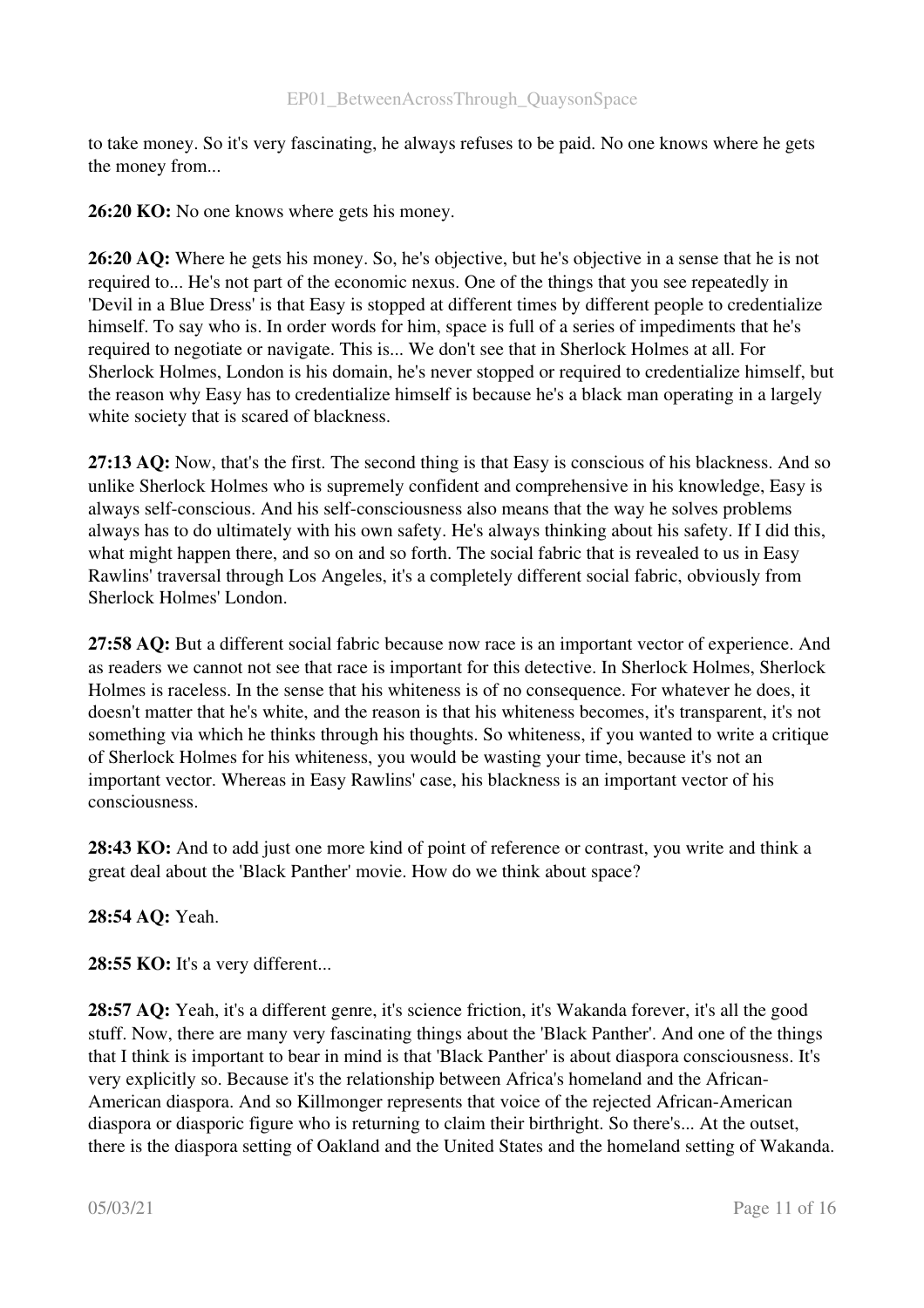to take money. So it's very fascinating, he always refuses to be paid. No one knows where he gets the money from...

**26:20 KO:** No one knows where gets his money.

**26:20 AQ:** Where he gets his money. So, he's objective, but he's objective in a sense that he is not required to... He's not part of the economic nexus. One of the things that you see repeatedly in 'Devil in a Blue Dress' is that Easy is stopped at different times by different people to credentialize himself. To say who is. In order words for him, space is full of a series of impediments that he's required to negotiate or navigate. This is... We don't see that in Sherlock Holmes at all. For Sherlock Holmes, London is his domain, he's never stopped or required to credentialize himself, but the reason why Easy has to credentialize himself is because he's a black man operating in a largely white society that is scared of blackness.

**27:13 AQ:** Now, that's the first. The second thing is that Easy is conscious of his blackness. And so unlike Sherlock Holmes who is supremely confident and comprehensive in his knowledge, Easy is always self-conscious. And his self-consciousness also means that the way he solves problems always has to do ultimately with his own safety. He's always thinking about his safety. If I did this, what might happen there, and so on and so forth. The social fabric that is revealed to us in Easy Rawlins' traversal through Los Angeles, it's a completely different social fabric, obviously from Sherlock Holmes' London.

**27:58 AQ:** But a different social fabric because now race is an important vector of experience. And as readers we cannot not see that race is important for this detective. In Sherlock Holmes, Sherlock Holmes is raceless. In the sense that his whiteness is of no consequence. For whatever he does, it doesn't matter that he's white, and the reason is that his whiteness becomes, it's transparent, it's not something via which he thinks through his thoughts. So whiteness, if you wanted to write a critique of Sherlock Holmes for his whiteness, you would be wasting your time, because it's not an important vector. Whereas in Easy Rawlins' case, his blackness is an important vector of his consciousness.

**28:43 KO:** And to add just one more kind of point of reference or contrast, you write and think a great deal about the 'Black Panther' movie. How do we think about space?

**28:54 AQ:** Yeah.

**28:55 KO:** It's a very different...

**28:57 AQ:** Yeah, it's a different genre, it's science friction, it's Wakanda forever, it's all the good stuff. Now, there are many very fascinating things about the 'Black Panther'. And one of the things that I think is important to bear in mind is that 'Black Panther' is about diaspora consciousness. It's very explicitly so. Because it's the relationship between Africa's homeland and the African-American diaspora. And so Killmonger represents that voice of the rejected African-American diaspora or diasporic figure who is returning to claim their birthright. So there's... At the outset, there is the diaspora setting of Oakland and the United States and the homeland setting of Wakanda.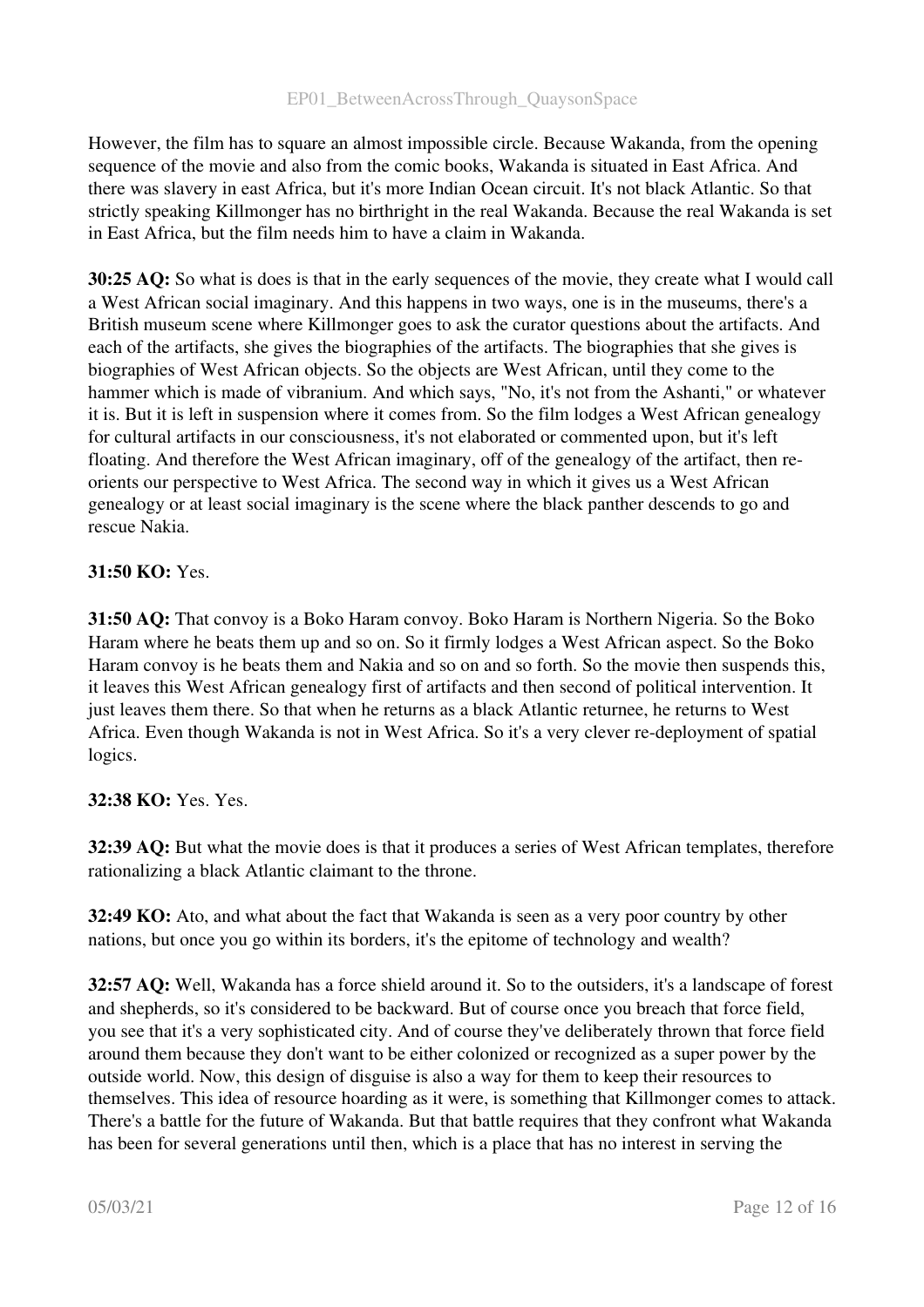However, the film has to square an almost impossible circle. Because Wakanda, from the opening sequence of the movie and also from the comic books, Wakanda is situated in East Africa. And there was slavery in east Africa, but it's more Indian Ocean circuit. It's not black Atlantic. So that strictly speaking Killmonger has no birthright in the real Wakanda. Because the real Wakanda is set in East Africa, but the film needs him to have a claim in Wakanda.

**30:25 AQ:** So what is does is that in the early sequences of the movie, they create what I would call a West African social imaginary. And this happens in two ways, one is in the museums, there's a British museum scene where Killmonger goes to ask the curator questions about the artifacts. And each of the artifacts, she gives the biographies of the artifacts. The biographies that she gives is biographies of West African objects. So the objects are West African, until they come to the hammer which is made of vibranium. And which says, "No, it's not from the Ashanti," or whatever it is. But it is left in suspension where it comes from. So the film lodges a West African genealogy for cultural artifacts in our consciousness, it's not elaborated or commented upon, but it's left floating. And therefore the West African imaginary, off of the genealogy of the artifact, then re-orients our perspective to West Africa. The second way in which it gives us a West African genealogy or at least social imaginary is the scene where the black panther descends to go and rescue Nakia.

**31:50 KO:** Yes.

**31:50 AQ:** That convoy is a Boko Haram convoy. Boko Haram is Northern Nigeria. So the Boko Haram where he beats them up and so on. So it firmly lodges a West African aspect. So the Boko Haram convoy is he beats them and Nakia and so on and so forth. So the movie then suspends this, it leaves this West African genealogy first of artifacts and then second of political intervention. It just leaves them there. So that when he returns as a black Atlantic returnee, he returns to West Africa. Even though Wakanda is not in West Africa. So it's a very clever re-deployment of spatial logics.

**32:38 KO:** Yes. Yes.

**32:39 AQ:** But what the movie does is that it produces a series of West African templates, therefore rationalizing a black Atlantic claimant to the throne.

**32:49 KO:** Ato, and what about the fact that Wakanda is seen as a very poor country by other nations, but once you go within its borders, it's the epitome of technology and wealth?

**32:57 AQ:** Well, Wakanda has a force shield around it. So to the outsiders, it's a landscape of forest and shepherds, so it's considered to be backward. But of course once you breach that force field, you see that it's a very sophisticated city. And of course they've deliberately thrown that force field around them because they don't want to be either colonized or recognized as a super power by the outside world. Now, this design of disguise is also a way for them to keep their resources to themselves. This idea of resource hoarding as it were, is something that Killmonger comes to attack. There's a battle for the future of Wakanda. But that battle requires that they confront what Wakanda has been for several generations until then, which is a place that has no interest in serving the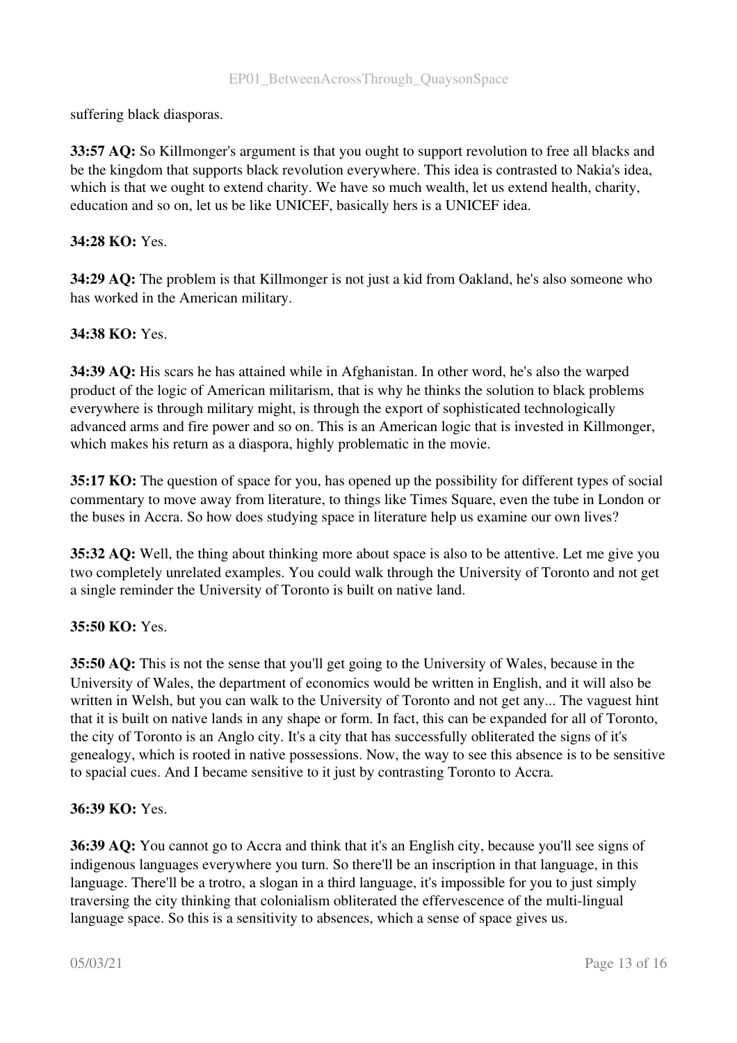suffering black diasporas.

**33:57 AQ:** So Killmonger's argument is that you ought to support revolution to free all blacks and be the kingdom that supports black revolution everywhere. This idea is contrasted to Nakia's idea, which is that we ought to extend charity. We have so much wealth, let us extend health, charity, education and so on, let us be like UNICEF, basically hers is a UNICEF idea.

**34:28 KO:** Yes.

**34:29 AQ:** The problem is that Killmonger is not just a kid from Oakland, he's also someone who has worked in the American military.

**34:38 KO:** Yes.

**34:39 AQ:** His scars he has attained while in Afghanistan. In other word, he's also the warped product of the logic of American militarism, that is why he thinks the solution to black problems everywhere is through military might, is through the export of sophisticated technologically advanced arms and fire power and so on. This is an American logic that is invested in Killmonger, which makes his return as a diaspora, highly problematic in the movie.

**35:17 KO:** The question of space for you, has opened up the possibility for different types of social commentary to move away from literature, to things like Times Square, even the tube in London or the buses in Accra. So how does studying space in literature help us examine our own lives?

**35:32 AQ:** Well, the thing about thinking more about space is also to be attentive. Let me give you two completely unrelated examples. You could walk through the University of Toronto and not get a single reminder the University of Toronto is built on native land.

**35:50 KO:** Yes.

**35:50 AQ:** This is not the sense that you'll get going to the University of Wales, because in the University of Wales, the department of economics would be written in English, and it will also be written in Welsh, but you can walk to the University of Toronto and not get any... The vaguest hint that it is built on native lands in any shape or form. In fact, this can be expanded for all of Toronto, the city of Toronto is an Anglo city. It's a city that has successfully obliterated the signs of it's genealogy, which is rooted in native possessions. Now, the way to see this absence is to be sensitive to spacial cues. And I became sensitive to it just by contrasting Toronto to Accra.

**36:39 KO:** Yes.

**36:39 AQ:** You cannot go to Accra and think that it's an English city, because you'll see signs of indigenous languages everywhere you turn. So there'll be an inscription in that language, in this language. There'll be a trotro, a slogan in a third language, it's impossible for you to just simply traversing the city thinking that colonialism obliterated the effervescence of the multi-lingual language space. So this is a sensitivity to absences, which a sense of space gives us.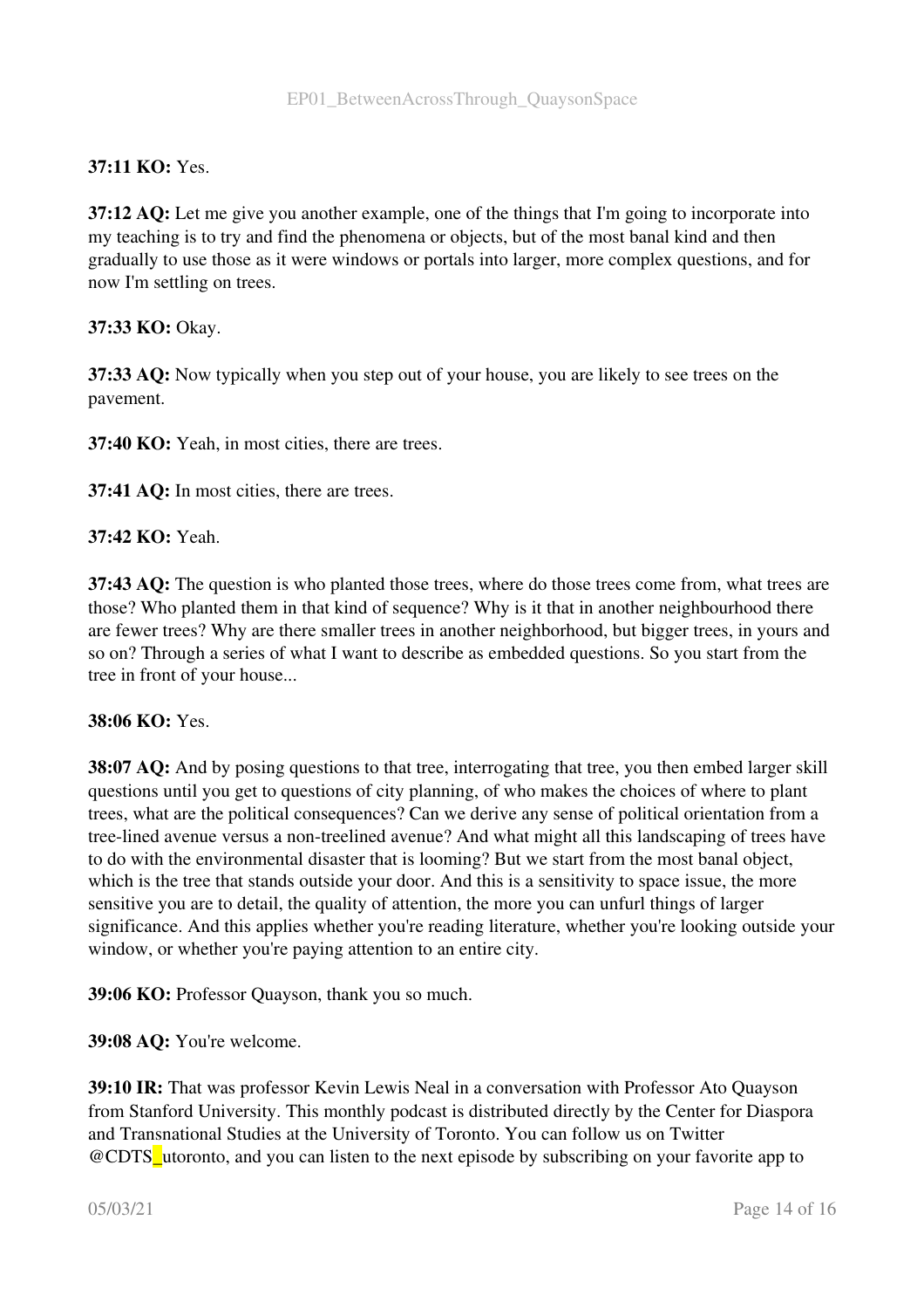**37:11 KO:** Yes.

**37:12 AQ:** Let me give you another example, one of the things that I'm going to incorporate into my teaching is to try and find the phenomena or objects, but of the most banal kind and then gradually to use those as it were windows or portals into larger, more complex questions, and for now I'm settling on trees.

**37:33 KO:** Okay.

**37:33 AQ:** Now typically when you step out of your house, you are likely to see trees on the pavement.

**37:40 KO:** Yeah, in most cities, there are trees.

**37:41 AQ:** In most cities, there are trees.

**37:42 KO:** Yeah.

**37:43 AQ:** The question is who planted those trees, where do those trees come from, what trees are those? Who planted them in that kind of sequence? Why is it that in another neighbourhood there are fewer trees? Why are there smaller trees in another neighborhood, but bigger trees, in yours and so on? Through a series of what I want to describe as embedded questions. So you start from the tree in front of your house...

**38:06 KO:** Yes.

**38:07 AQ:** And by posing questions to that tree, interrogating that tree, you then embed larger skill questions until you get to questions of city planning, of who makes the choices of where to plant trees, what are the political consequences? Can we derive any sense of political orientation from a tree-lined avenue versus a non-treelined avenue? And what might all this landscaping of trees have to do with the environmental disaster that is looming? But we start from the most banal object, which is the tree that stands outside your door. And this is a sensitivity to space issue, the more sensitive you are to detail, the quality of attention, the more you can unfurl things of larger significance. And this applies whether you're reading literature, whether you're looking outside your window, or whether you're paying attention to an entire city.

**39:06 KO:** Professor Quayson, thank you so much.

**39:08 AQ:** You're welcome.

**39:10 IR:** That was professor Kevin Lewis Neal in a conversation with Professor Ato Quayson from Stanford University. This monthly podcast is distributed directly by the Center for Diaspora and Transnational Studies at the University of Toronto. You can follow us on Twitter @CDTS_utoronto, and you can listen to the next episode by subscribing on your favorite app to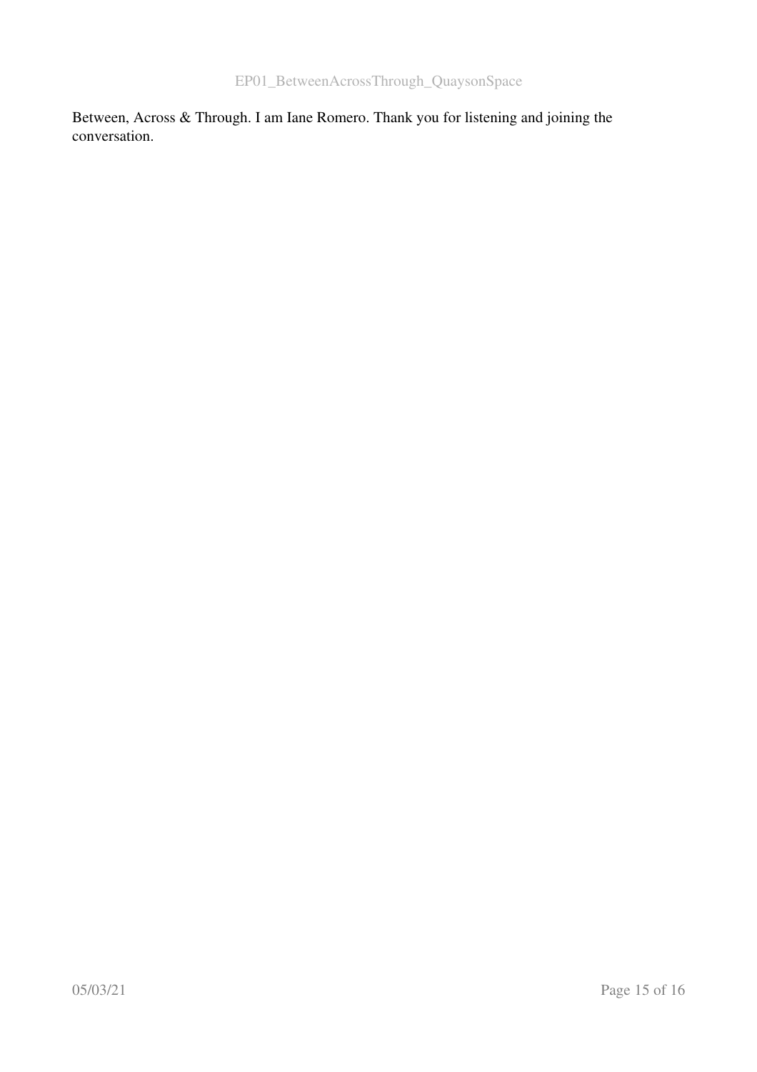Between, Across & Through. I am Iane Romero. Thank you for listening and joining the conversation.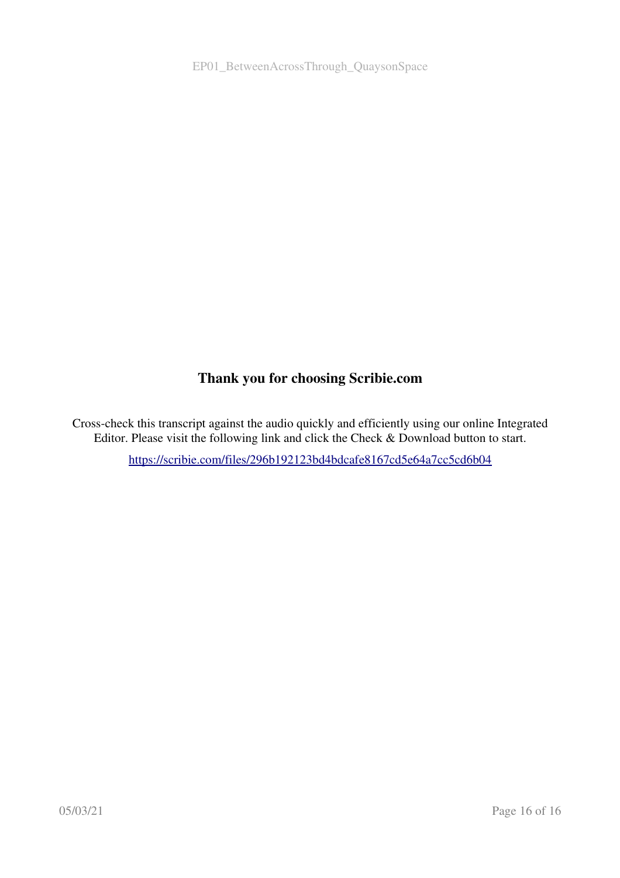**Thank you for choosing Scribie.com**

Cross-check this transcript against the audio quickly and efficiently using our online Integrated Editor. Please visit the following link and click the Check & Download button to start.

https://scribie.com/files/296b192123bd4bdcafe8167cd5e64a7cc5cd6b04